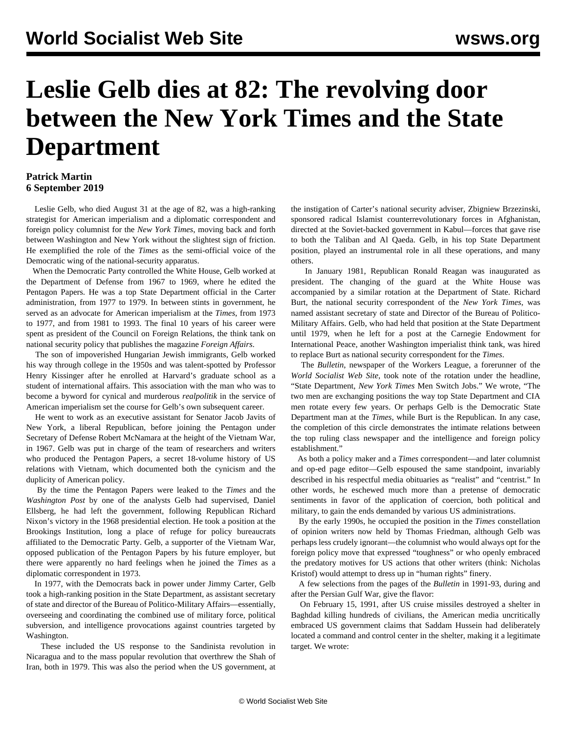# Leslie Gelb dies at 82: The revolving door between the New York Times and the State Department

**Patrick Martin**
**6 September 2019**

Leslie Gelb, who died August 31 at the age of 82, was a high-ranking strategist for American imperialism and a diplomatic correspondent and foreign policy columnist for the *New York Times*, moving back and forth between Washington and New York without the slightest sign of friction. He exemplified the role of the *Times* as the semi-official voice of the Democratic wing of the national-security apparatus.

When the Democratic Party controlled the White House, Gelb worked at the Department of Defense from 1967 to 1969, where he edited the Pentagon Papers. He was a top State Department official in the Carter administration, from 1977 to 1979. In between stints in government, he served as an advocate for American imperialism at the *Times*, from 1973 to 1977, and from 1981 to 1993. The final 10 years of his career were spent as president of the Council on Foreign Relations, the think tank on national security policy that publishes the magazine *Foreign Affairs*.

The son of impoverished Hungarian Jewish immigrants, Gelb worked his way through college in the 1950s and was talent-spotted by Professor Henry Kissinger after he enrolled at Harvard's graduate school as a student of international affairs. This association with the man who was to become a byword for cynical and murderous *realpolitik* in the service of American imperialism set the course for Gelb's own subsequent career.

He went to work as an executive assistant for Senator Jacob Javits of New York, a liberal Republican, before joining the Pentagon under Secretary of Defense Robert McNamara at the height of the Vietnam War, in 1967. Gelb was put in charge of the team of researchers and writers who produced the Pentagon Papers, a secret 18-volume history of US relations with Vietnam, which documented both the cynicism and the duplicity of American policy.

By the time the Pentagon Papers were leaked to the *Times* and the *Washington Post* by one of the analysts Gelb had supervised, Daniel Ellsberg, he had left the government, following Republican Richard Nixon's victory in the 1968 presidential election. He took a position at the Brookings Institution, long a place of refuge for policy bureaucrats affiliated to the Democratic Party. Gelb, a supporter of the Vietnam War, opposed publication of the Pentagon Papers by his future employer, but there were apparently no hard feelings when he joined the *Times* as a diplomatic correspondent in 1973.

In 1977, with the Democrats back in power under Jimmy Carter, Gelb took a high-ranking position in the State Department, as assistant secretary of state and director of the Bureau of Politico-Military Affairs—essentially, overseeing and coordinating the combined use of military force, political subversion, and intelligence provocations against countries targeted by Washington.

These included the US response to the Sandinista revolution in Nicaragua and to the mass popular revolution that overthrew the Shah of Iran, both in 1979. This was also the period when the US government, at the instigation of Carter's national security adviser, Zbigniew Brzezinski, sponsored radical Islamist counterrevolutionary forces in Afghanistan, directed at the Soviet-backed government in Kabul—forces that gave rise to both the Taliban and Al Qaeda. Gelb, in his top State Department position, played an instrumental role in all these operations, and many others.

In January 1981, Republican Ronald Reagan was inaugurated as president. The changing of the guard at the White House was accompanied by a similar rotation at the Department of State. Richard Burt, the national security correspondent of the *New York Times*, was named assistant secretary of state and Director of the Bureau of Politico-Military Affairs. Gelb, who had held that position at the State Department until 1979, when he left for a post at the Carnegie Endowment for International Peace, another Washington imperialist think tank, was hired to replace Burt as national security correspondent for the *Times*.

The *Bulletin*, newspaper of the Workers League, a forerunner of the *World Socialist Web Site*, took note of the rotation under the headline, "State Department, *New York Times* Men Switch Jobs." We wrote, "The two men are exchanging positions the way top State Department and CIA men rotate every few years. Or perhaps Gelb is the Democratic State Department man at the *Times*, while Burt is the Republican. In any case, the completion of this circle demonstrates the intimate relations between the top ruling class newspaper and the intelligence and foreign policy establishment."

As both a policy maker and a *Times* correspondent—and later columnist and op-ed page editor—Gelb espoused the same standpoint, invariably described in his respectful media obituaries as "realist" and "centrist." In other words, he eschewed much more than a pretense of democratic sentiments in favor of the application of coercion, both political and military, to gain the ends demanded by various US administrations.

By the early 1990s, he occupied the position in the *Times* constellation of opinion writers now held by Thomas Friedman, although Gelb was perhaps less crudely ignorant—the columnist who would always opt for the foreign policy move that expressed "toughness" or who openly embraced the predatory motives for US actions that other writers (think: Nicholas Kristof) would attempt to dress up in "human rights" finery.

A few selections from the pages of the *Bulletin* in 1991-93, during and after the Persian Gulf War, give the flavor:

On February 15, 1991, after US cruise missiles destroyed a shelter in Baghdad killing hundreds of civilians, the American media uncritically embraced US government claims that Saddam Hussein had deliberately located a command and control center in the shelter, making it a legitimate target. We wrote: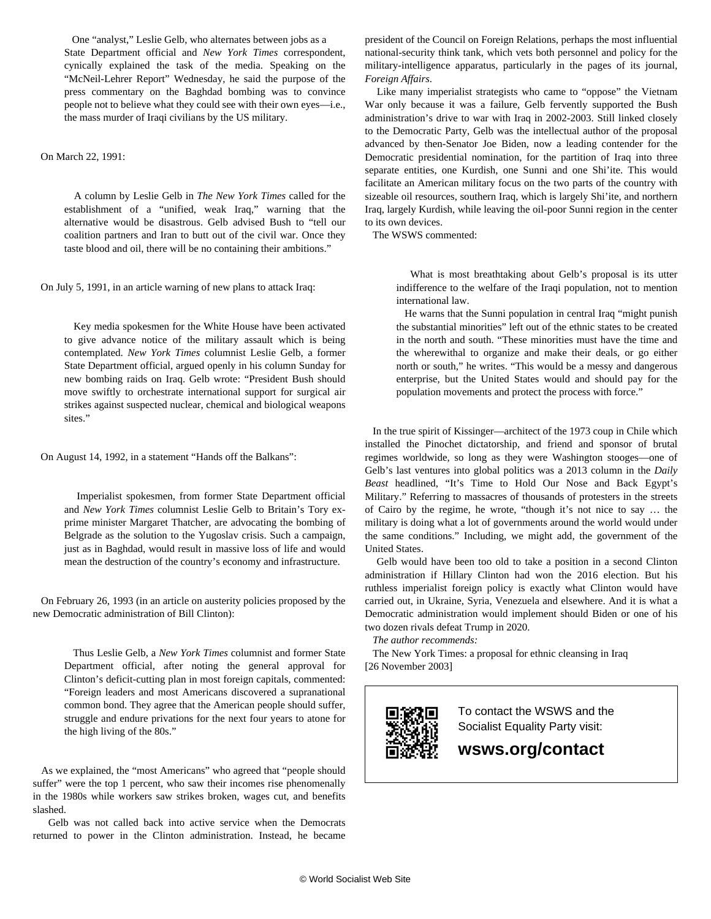> One "analyst," Leslie Gelb, who alternates between jobs as a State Department official and *New York Times* correspondent, cynically explained the task of the media. Speaking on the "McNeil-Lehrer Report" Wednesday, he said the purpose of the press commentary on the Baghdad bombing was to convince people not to believe what they could see with their own eyes—i.e., the mass murder of Iraqi civilians by the US military.

On March 22, 1991:

> A column by Leslie Gelb in *The New York Times* called for the establishment of a "unified, weak Iraq," warning that the alternative would be disastrous. Gelb advised Bush to "tell our coalition partners and Iran to butt out of the civil war. Once they taste blood and oil, there will be no containing their ambitions."

On July 5, 1991, in an article warning of new plans to attack Iraq:

> Key media spokesmen for the White House have been activated to give advance notice of the military assault which is being contemplated. *New York Times* columnist Leslie Gelb, a former State Department official, argued openly in his column Sunday for new bombing raids on Iraq. Gelb wrote: "President Bush should move swiftly to orchestrate international support for surgical air strikes against suspected nuclear, chemical and biological weapons sites."

On August 14, 1992, in a statement "Hands off the Balkans":

> Imperialist spokesmen, from former State Department official and *New York Times* columnist Leslie Gelb to Britain's Tory ex-prime minister Margaret Thatcher, are advocating the bombing of Belgrade as the solution to the Yugoslav crisis. Such a campaign, just as in Baghdad, would result in massive loss of life and would mean the destruction of the country's economy and infrastructure.

On February 26, 1993 (in an article on austerity policies proposed by the new Democratic administration of Bill Clinton):

> Thus Leslie Gelb, a *New York Times* columnist and former State Department official, after noting the general approval for Clinton's deficit-cutting plan in most foreign capitals, commented: "Foreign leaders and most Americans discovered a supranational common bond. They agree that the American people should suffer, struggle and endure privations for the next four years to atone for the high living of the 80s."

As we explained, the "most Americans" who agreed that "people should suffer" were the top 1 percent, who saw their incomes rise phenomenally in the 1980s while workers saw strikes broken, wages cut, and benefits slashed.

Gelb was not called back into active service when the Democrats returned to power in the Clinton administration. Instead, he became president of the Council on Foreign Relations, perhaps the most influential national-security think tank, which vets both personnel and policy for the military-intelligence apparatus, particularly in the pages of its journal, *Foreign Affairs*.

Like many imperialist strategists who came to "oppose" the Vietnam War only because it was a failure, Gelb fervently supported the Bush administration's drive to war with Iraq in 2002-2003. Still linked closely to the Democratic Party, Gelb was the intellectual author of the proposal advanced by then-Senator Joe Biden, now a leading contender for the Democratic presidential nomination, for the partition of Iraq into three separate entities, one Kurdish, one Sunni and one Shi'ite. This would facilitate an American military focus on the two parts of the country with sizeable oil resources, southern Iraq, which is largely Shi'ite, and northern Iraq, largely Kurdish, while leaving the oil-poor Sunni region in the center to its own devices.

The WSWS commented:

> What is most breathtaking about Gelb's proposal is its utter indifference to the welfare of the Iraqi population, not to mention international law.
>
> He warns that the Sunni population in central Iraq "might punish the substantial minorities" left out of the ethnic states to be created in the north and south. "These minorities must have the time and the wherewithal to organize and make their deals, or go either north or south," he writes. "This would be a messy and dangerous enterprise, but the United States would and should pay for the population movements and protect the process with force."

In the true spirit of Kissinger—architect of the 1973 coup in Chile which installed the Pinochet dictatorship, and friend and sponsor of brutal regimes worldwide, so long as they were Washington stooges—one of Gelb's last ventures into global politics was a 2013 column in the *Daily Beast* headlined, "It's Time to Hold Our Nose and Back Egypt's Military." Referring to massacres of thousands of protesters in the streets of Cairo by the regime, he wrote, "though it's not nice to say … the military is doing what a lot of governments around the world would under the same conditions." Including, we might add, the government of the United States.

Gelb would have been too old to take a position in a second Clinton administration if Hillary Clinton had won the 2016 election. But his ruthless imperialist foreign policy is exactly what Clinton would have carried out, in Ukraine, Syria, Venezuela and elsewhere. And it is what a Democratic administration would implement should Biden or one of his two dozen rivals defeat Trump in 2020.

*The author recommends:*

The New York Times: a proposal for ethnic cleansing in Iraq
[26 November 2003]

To contact the WSWS and the Socialist Equality Party visit:

**wsws.org/contact**